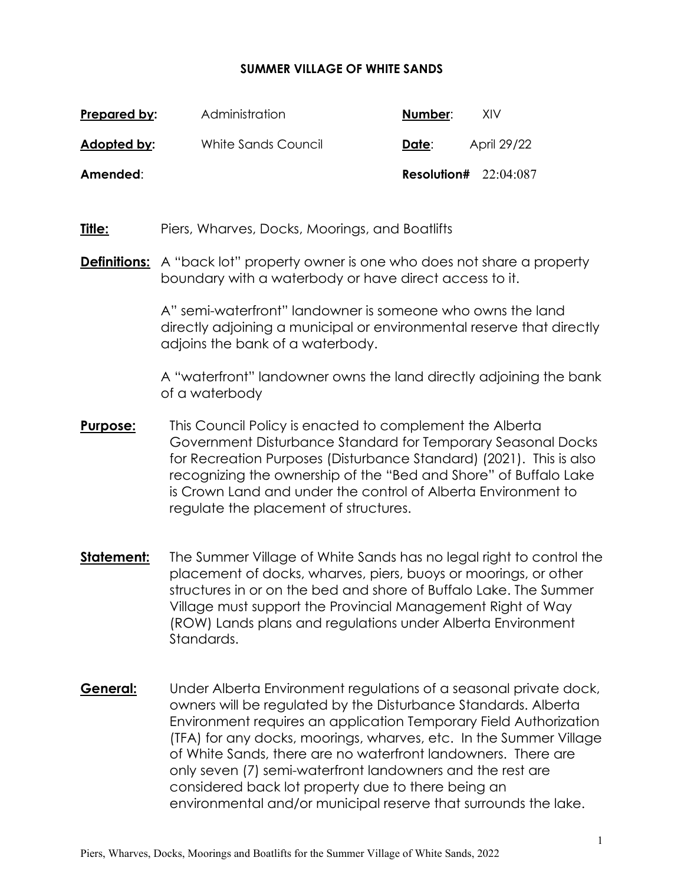# SUMMER VILLAGE OF WHITE SANDS

| | | | |
|---|---|---|---|
| **Prepared by:** | Administration | **Number**: | XIV |
| **Adopted by:** | White Sands Council | **Date**: | April 29/22 |
| **Amended**: | | **Resolution#** | 22:04:087 |

**Title:** Piers, Wharves, Docks, Moorings, and Boatlifts

**Definitions:** A "back lot" property owner is one who does not share a property boundary with a waterbody or have direct access to it.

A" semi-waterfront" landowner is someone who owns the land directly adjoining a municipal or environmental reserve that directly adjoins the bank of a waterbody.

A "waterfront" landowner owns the land directly adjoining the bank of a waterbody

**Purpose:** This Council Policy is enacted to complement the Alberta Government Disturbance Standard for Temporary Seasonal Docks for Recreation Purposes (Disturbance Standard) (2021). This is also recognizing the ownership of the "Bed and Shore" of Buffalo Lake is Crown Land and under the control of Alberta Environment to regulate the placement of structures.

**Statement:** The Summer Village of White Sands has no legal right to control the placement of docks, wharves, piers, buoys or moorings, or other structures in or on the bed and shore of Buffalo Lake. The Summer Village must support the Provincial Management Right of Way (ROW) Lands plans and regulations under Alberta Environment Standards.

**General:** Under Alberta Environment regulations of a seasonal private dock, owners will be regulated by the Disturbance Standards. Alberta Environment requires an application Temporary Field Authorization (TFA) for any docks, moorings, wharves, etc. In the Summer Village of White Sands, there are no waterfront landowners. There are only seven (7) semi-waterfront landowners and the rest are considered back lot property due to there being an environmental and/or municipal reserve that surrounds the lake.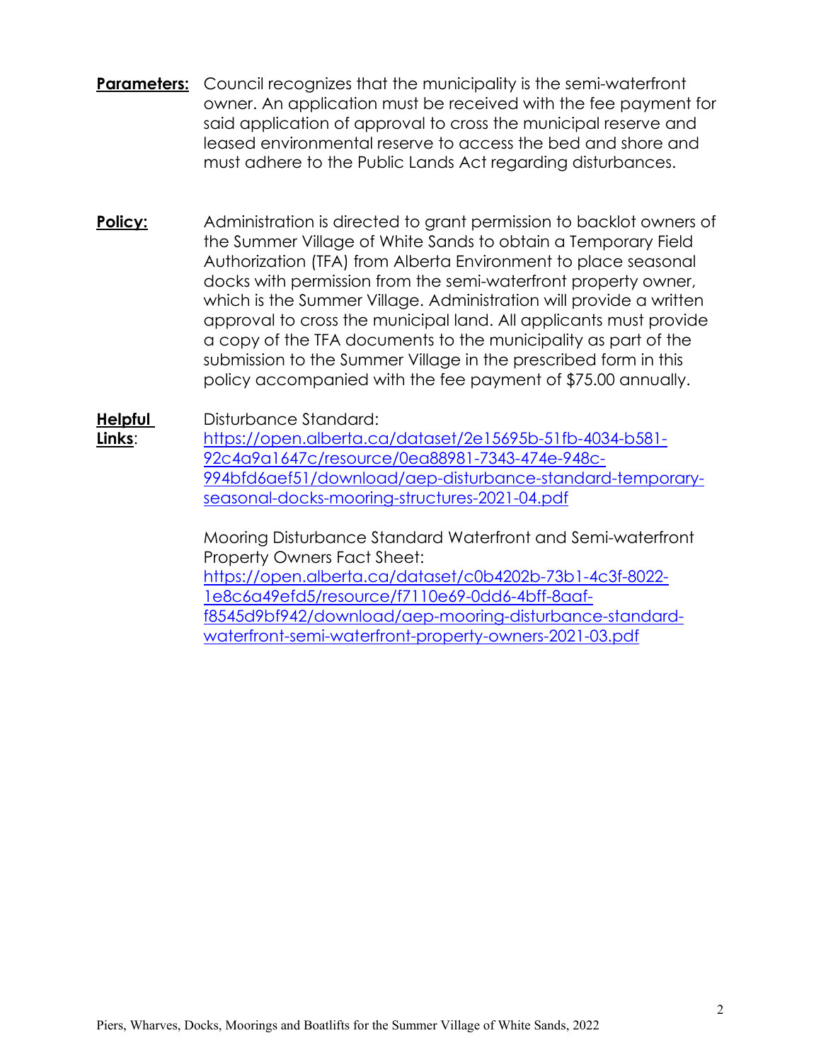**Parameters:** Council recognizes that the municipality is the semi-waterfront owner. An application must be received with the fee payment for said application of approval to cross the municipal reserve and leased environmental reserve to access the bed and shore and must adhere to the Public Lands Act regarding disturbances.

**Policy:** Administration is directed to grant permission to backlot owners of the Summer Village of White Sands to obtain a Temporary Field Authorization (TFA) from Alberta Environment to place seasonal docks with permission from the semi-waterfront property owner, which is the Summer Village. Administration will provide a written approval to cross the municipal land. All applicants must provide a copy of the TFA documents to the municipality as part of the submission to the Summer Village in the prescribed form in this policy accompanied with the fee payment of $75.00 annually.

**Helpful Links**: Disturbance Standard:
https://open.alberta.ca/dataset/2e15695b-51fb-4034-b581-92c4a9a1647c/resource/0ea88981-7343-474e-948c-994bfd6aef51/download/aep-disturbance-standard-temporary-seasonal-docks-mooring-structures-2021-04.pdf

Mooring Disturbance Standard Waterfront and Semi-waterfront Property Owners Fact Sheet:
https://open.alberta.ca/dataset/c0b4202b-73b1-4c3f-8022-1e8c6a49efd5/resource/f7110e69-0dd6-4bff-8aaf-f8545d9bf942/download/aep-mooring-disturbance-standard-waterfront-semi-waterfront-property-owners-2021-03.pdf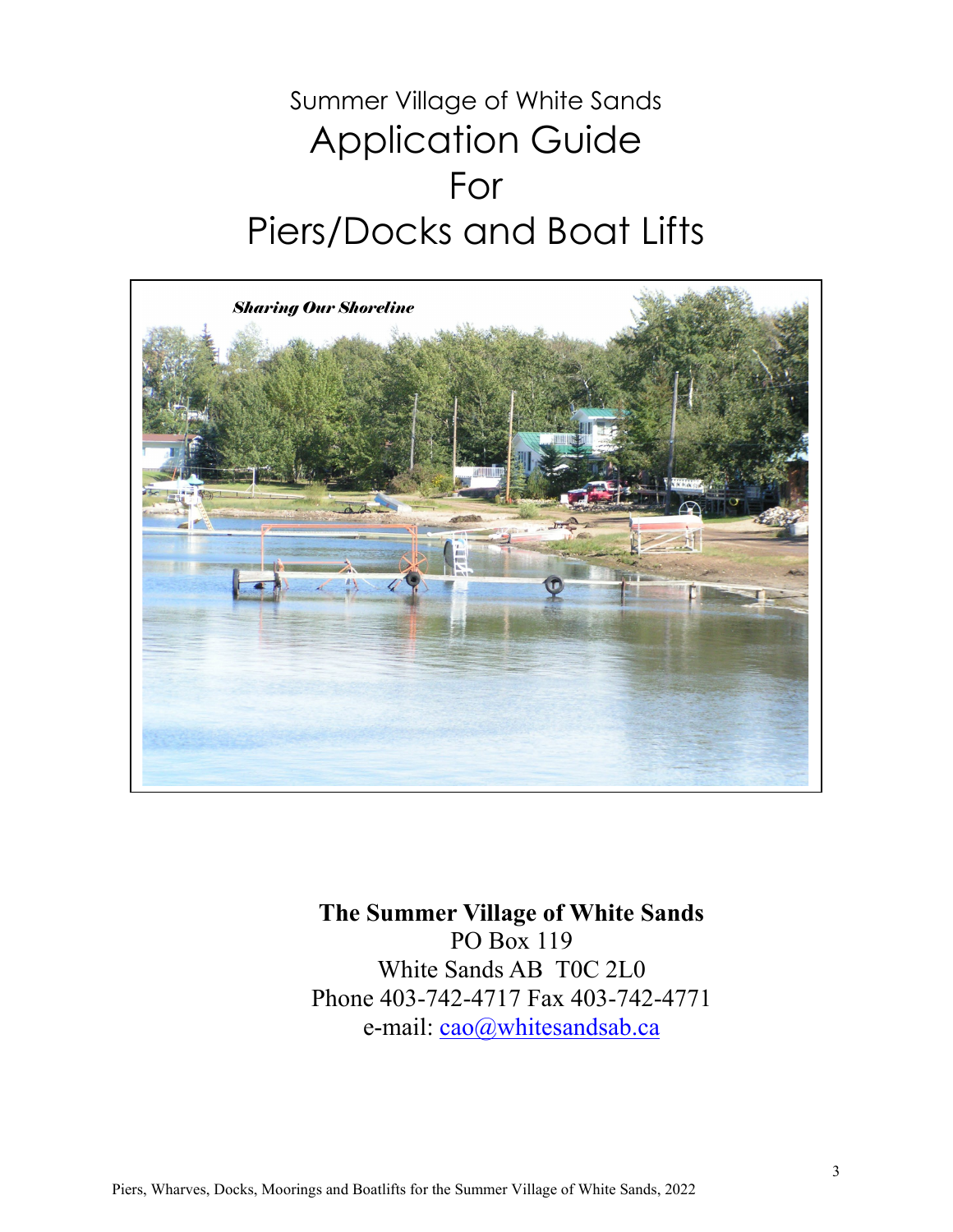# Summer Village of White Sands
# Application Guide
# For
# Piers/Docks and Boat Lifts

**The Summer Village of White Sands**
PO Box 119
White Sands AB T0C 2L0
Phone 403-742-4717 Fax 403-742-4771
e-mail: cao@whitesandsab.ca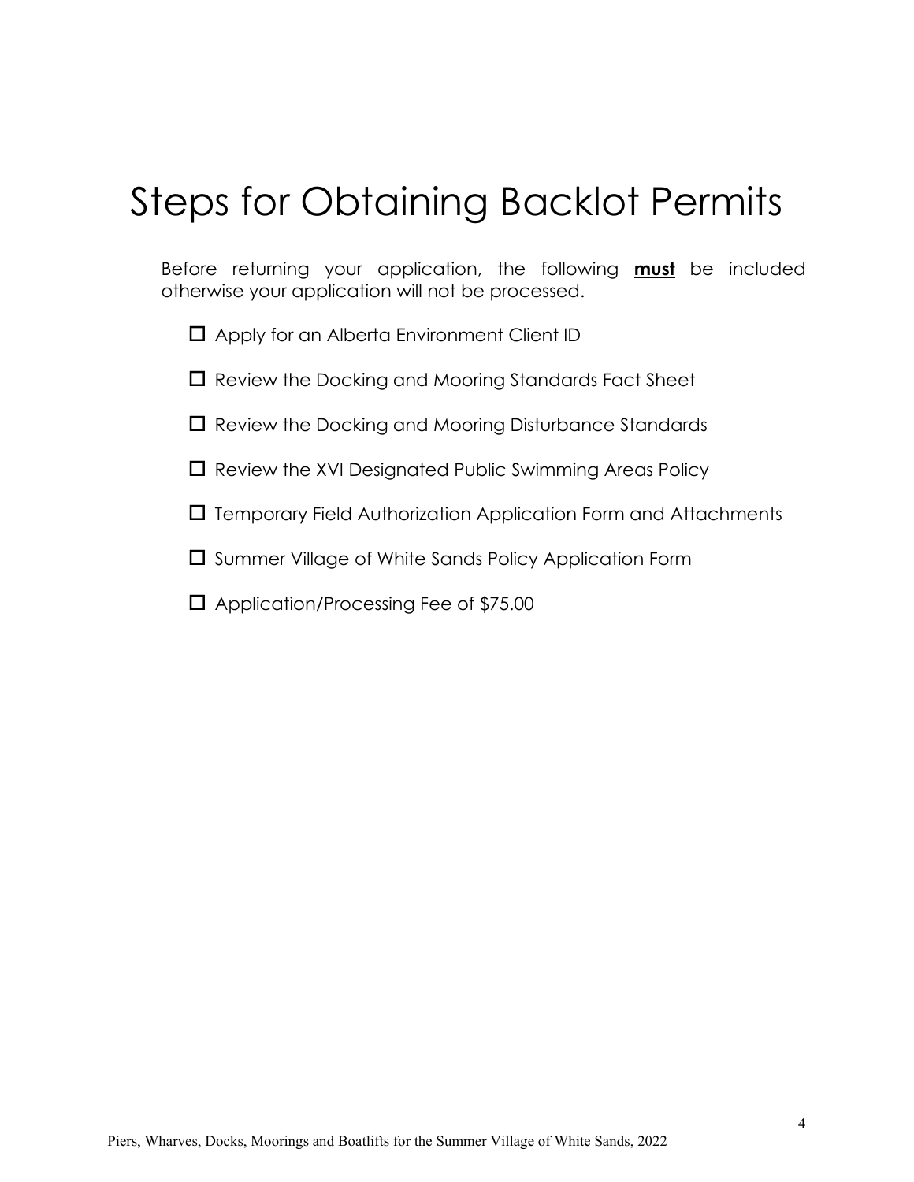# Steps for Obtaining Backlot Permits

Before returning your application, the following **must** be included otherwise your application will not be processed.

- ☐ Apply for an Alberta Environment Client ID
- ☐ Review the Docking and Mooring Standards Fact Sheet
- ☐ Review the Docking and Mooring Disturbance Standards
- ☐ Review the XVI Designated Public Swimming Areas Policy
- ☐ Temporary Field Authorization Application Form and Attachments
- ☐ Summer Village of White Sands Policy Application Form
- ☐ Application/Processing Fee of $75.00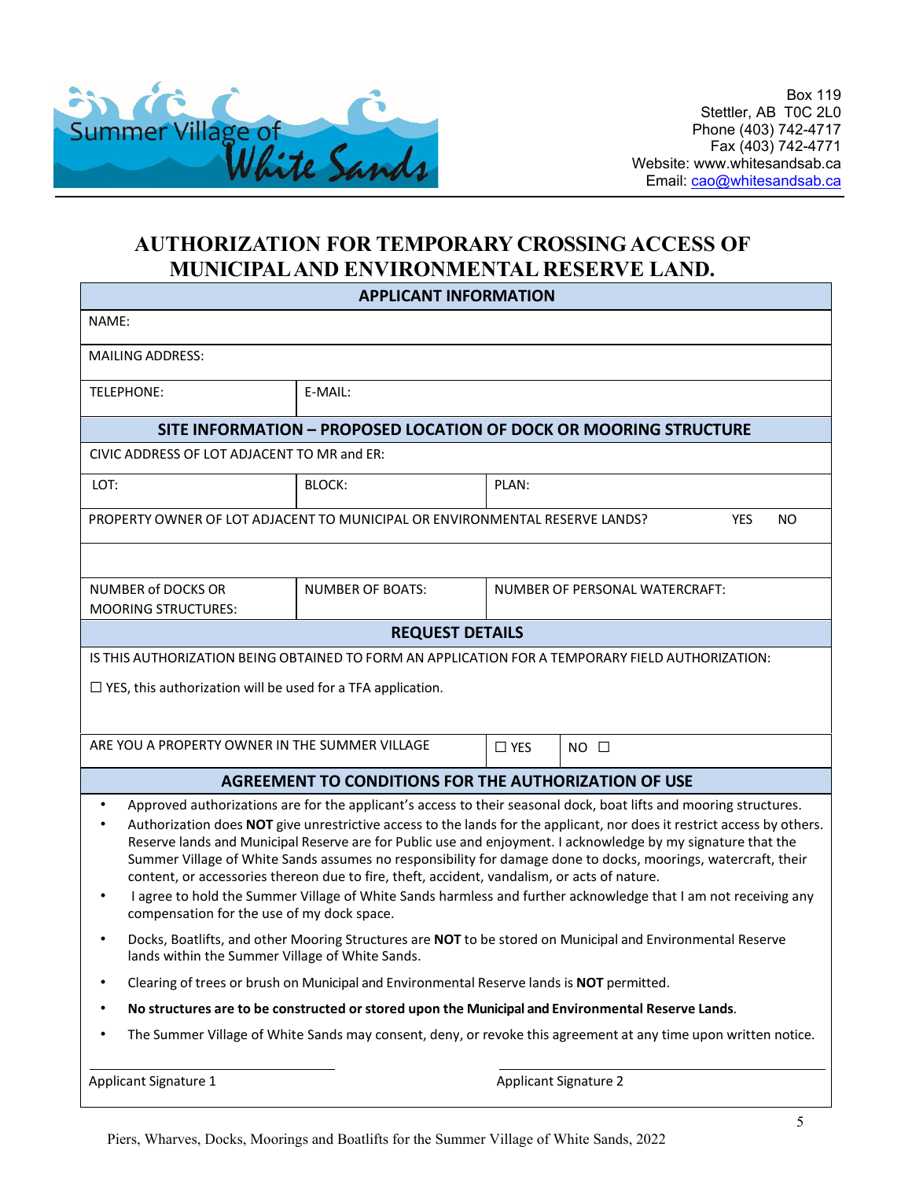Summer Village of White Sands

Box 119
Stettler, AB T0C 2L0
Phone (403) 742-4717
Fax (403) 742-4771
Website: www.whitesandsab.ca
Email: cao@whitesandsab.ca

# AUTHORIZATION FOR TEMPORARY CROSSING ACCESS OF MUNICIPAL AND ENVIRONMENTAL RESERVE LAND.

## APPLICANT INFORMATION

| | |
|---|---|
| NAME: | |
| MAILING ADDRESS: | |
| TELEPHONE: | E-MAIL: |

## SITE INFORMATION – PROPOSED LOCATION OF DOCK OR MOORING STRUCTURE

| | | |
|---|---|---|
| CIVIC ADDRESS OF LOT ADJACENT TO MR and ER: | | |
| LOT: | BLOCK: | PLAN: |
| PROPERTY OWNER OF LOT ADJACENT TO MUNICIPAL OR ENVIRONMENTAL RESERVE LANDS? | | YES NO |
| | | |
| NUMBER of DOCKS OR MOORING STRUCTURES: | NUMBER OF BOATS: | NUMBER OF PERSONAL WATERCRAFT: |

## REQUEST DETAILS

IS THIS AUTHORIZATION BEING OBTAINED TO FORM AN APPLICATION FOR A TEMPORARY FIELD AUTHORIZATION:

☐ YES, this authorization will be used for a TFA application.

| | | |
|---|---|---|
| ARE YOU A PROPERTY OWNER IN THE SUMMER VILLAGE | ☐ YES | NO ☐ |

## AGREEMENT TO CONDITIONS FOR THE AUTHORIZATION OF USE

- Approved authorizations are for the applicant's access to their seasonal dock, boat lifts and mooring structures.
- Authorization does **NOT** give unrestrictive access to the lands for the applicant, nor does it restrict access by others. Reserve lands and Municipal Reserve are for Public use and enjoyment. I acknowledge by my signature that the Summer Village of White Sands assumes no responsibility for damage done to docks, moorings, watercraft, their content, or accessories thereon due to fire, theft, accident, vandalism, or acts of nature.
- I agree to hold the Summer Village of White Sands harmless and further acknowledge that I am not receiving any compensation for the use of my dock space.
- Docks, Boatlifts, and other Mooring Structures are **NOT** to be stored on Municipal and Environmental Reserve lands within the Summer Village of White Sands.
- Clearing of trees or brush on Municipal and Environmental Reserve lands is **NOT** permitted.
- **No structures are to be constructed or stored upon the Municipal and Environmental Reserve Lands**.
- The Summer Village of White Sands may consent, deny, or revoke this agreement at any time upon written notice.

\_\_\_\_\_\_\_\_\_\_\_\_\_\_\_\_\_\_\_\_\_\_\_\_\_\_\_\_\_\_
Applicant Signature 1

\_\_\_\_\_\_\_\_\_\_\_\_\_\_\_\_\_\_\_\_\_\_\_\_\_\_\_\_\_\_
Applicant Signature 2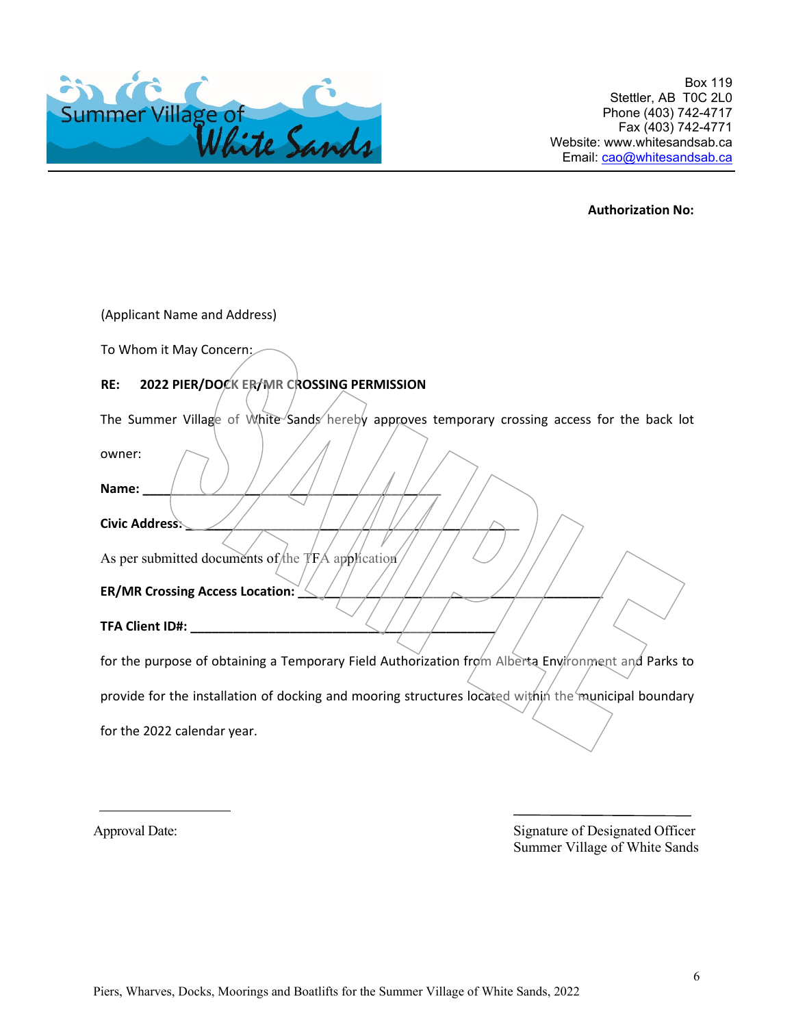Summer Village of White Sands

Box 119
Stettler, AB T0C 2L0
Phone (403) 742-4717
Fax (403) 742-4771
Website: www.whitesandsab.ca
Email: cao@whitesandsab.ca

**Authorization No:**

(Applicant Name and Address)

To Whom it May Concern:

**RE: 2022 PIER/DOCK ER/MR CROSSING PERMISSION**

The Summer Village of White Sands hereby approves temporary crossing access for the back lot owner:

**Name:** ________________________________________

**Civic Address:** ________________________________________

As per submitted documents of the TFA application

**ER/MR Crossing Access Location:** ________________________________________

**TFA Client ID#:** ________________________________________

for the purpose of obtaining a Temporary Field Authorization from Alberta Environment and Parks to provide for the installation of docking and mooring structures located within the municipal boundary for the 2022 calendar year.

SAMPLE

____________________

Approval Date:

____________________

Signature of Designated Officer
Summer Village of White Sands